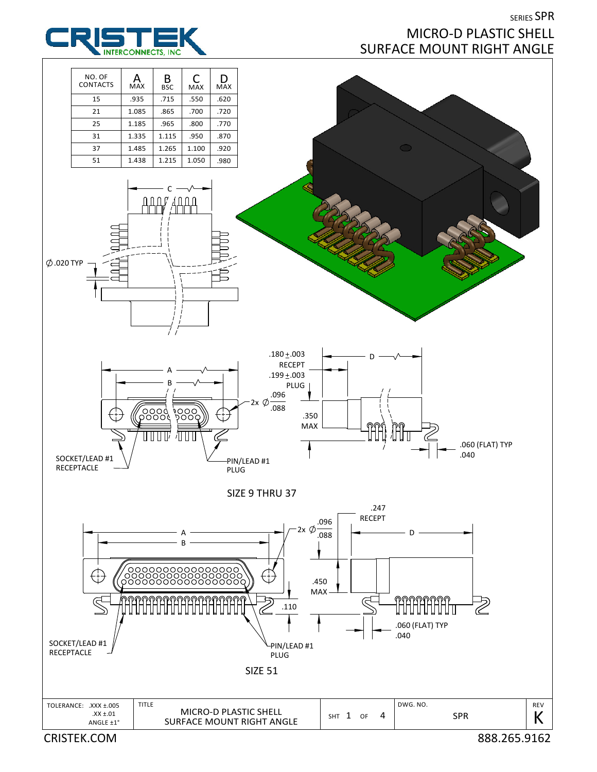SERIES SPR

# MICRO-D PLASTIC SHELL SURFACE MOUNT RIGHT ANGLE

CRISTEK INTERCONNECTS, INC

| NO. OF CONTACTS | A MAX | B BSC | C MAX | D MAX |
|---|---|---|---|---|
| 15 | .935 | .715 | .550 | .620 |
| 21 | 1.085 | .865 | .700 | .720 |
| 25 | 1.185 | .965 | .800 | .770 |
| 31 | 1.335 | 1.115 | .950 | .870 |
| 37 | 1.485 | 1.265 | 1.100 | .920 |
| 51 | 1.438 | 1.215 | 1.050 | .980 |

C

∅.020 TYP

A

B

.180 ±.003 RECEPT

.199 ±.003 PLUG

2x ∅ .096 / .088

D

.350 MAX

.060 (FLAT) TYP

.040

SOCKET/LEAD #1 RECEPTACLE

PIN/LEAD #1 PLUG

SIZE 9 THRU 37

.247 RECEPT

2x ∅ .096 / .088

A

B

D

.450 MAX

.110

.060 (FLAT) TYP

.040

SOCKET/LEAD #1 RECEPTACLE

PIN/LEAD #1 PLUG

SIZE 51

| TOLERANCE: .XXX ±.005 .XX ±.01 ANGLE ±1° | TITLE: MICRO-D PLASTIC SHELL SURFACE MOUNT RIGHT ANGLE | SHT 1 OF 4 | DWG. NO. SPR | REV K |
|---|---|---|---|---|

CRISTEK.COM 888.265.9162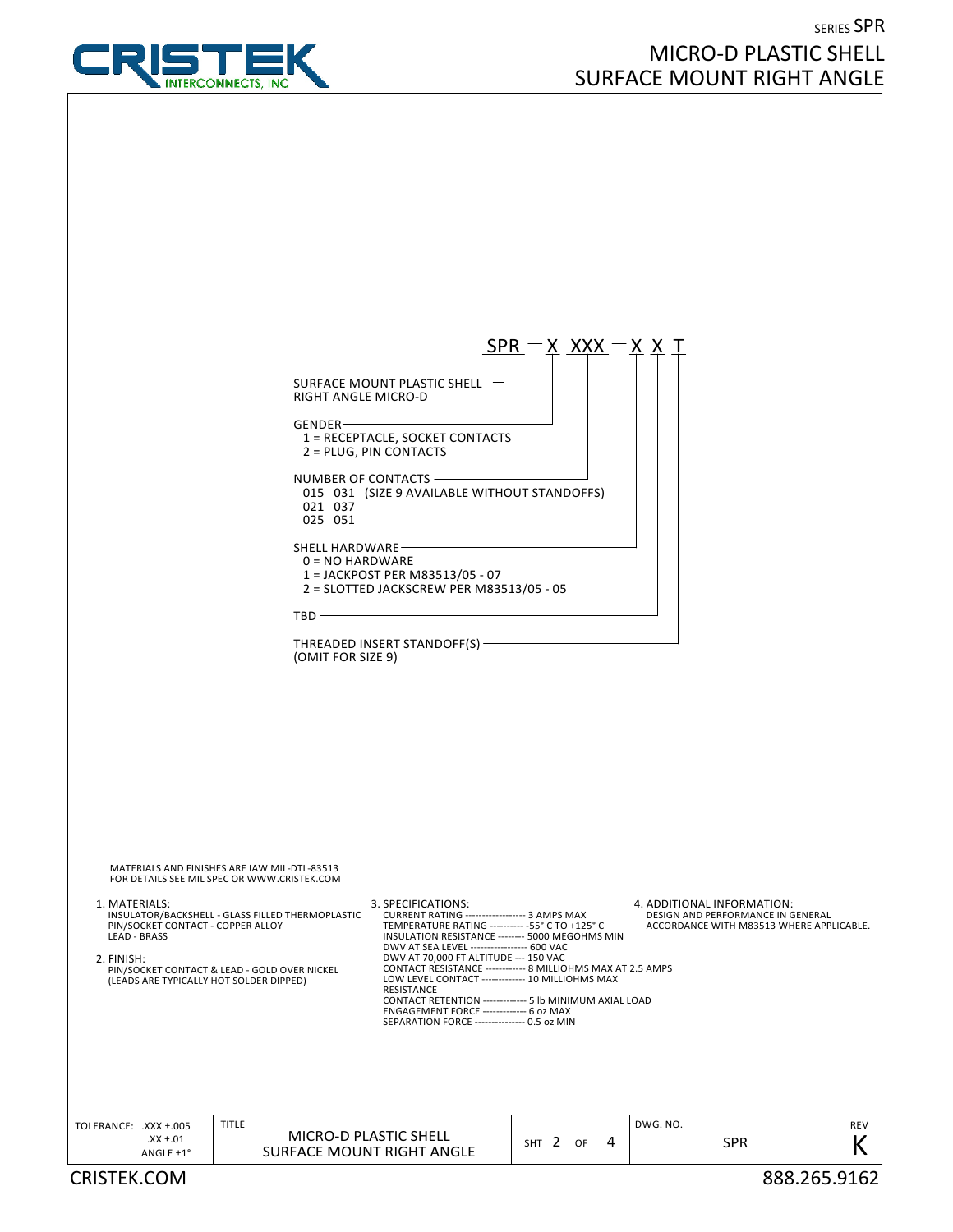# SERIES SPR
# MICRO-D PLASTIC SHELL SURFACE MOUNT RIGHT ANGLE

**SPR — X XXX — X X T**

- **SURFACE MOUNT PLASTIC SHELL RIGHT ANGLE MICRO-D** (SPR)
- **GENDER** (X)
  - 1 = RECEPTACLE, SOCKET CONTACTS
  - 2 = PLUG, PIN CONTACTS
- **NUMBER OF CONTACTS** (XXX)
  - 015, 021, 025, 031, 037, 051 (SIZE 9 AVAILABLE WITHOUT STANDOFFS)
- **SHELL HARDWARE** (X)
  - 0 = NO HARDWARE
  - 1 = JACKPOST PER M83513/05 - 07
  - 2 = SLOTTED JACKSCREW PER M83513/05 - 05
- **TBD** (X)
- **THREADED INSERT STANDOFF(S)** (T)
  - (OMIT FOR SIZE 9)

MATERIALS AND FINISHES ARE IAW MIL-DTL-83513
FOR DETAILS SEE MIL SPEC OR WWW.CRISTEK.COM

1. MATERIALS:
   - INSULATOR/BACKSHELL - GLASS FILLED THERMOPLASTIC
   - PIN/SOCKET CONTACT - COPPER ALLOY
   - LEAD - BRASS

2. FINISH:
   - PIN/SOCKET CONTACT & LEAD - GOLD OVER NICKEL
   - (LEADS ARE TYPICALLY HOT SOLDER DIPPED)

3. SPECIFICATIONS:
   - CURRENT RATING ------------------ 3 AMPS MAX
   - TEMPERATURE RATING ---------- -55° C TO +125° C
   - INSULATION RESISTANCE -------- 5000 MEGOHMS MIN
   - DWV AT SEA LEVEL ----------------- 600 VAC
   - DWV AT 70,000 FT ALTITUDE --- 150 VAC
   - CONTACT RESISTANCE ------------ 8 MILLIOHMS MAX AT 2.5 AMPS
   - LOW LEVEL CONTACT RESISTANCE ------------- 10 MILLIOHMS MAX
   - CONTACT RETENTION ------------- 5 lb MINIMUM AXIAL LOAD
   - ENGAGEMENT FORCE ------------- 6 oz MAX
   - SEPARATION FORCE --------------- 0.5 oz MIN

4. ADDITIONAL INFORMATION:
   - DESIGN AND PERFORMANCE IN GENERAL ACCORDANCE WITH M83513 WHERE APPLICABLE.

| TOLERANCE: .XXX ±.005, .XX ±.01, ANGLE ±1° | TITLE: MICRO-D PLASTIC SHELL SURFACE MOUNT RIGHT ANGLE | SHT 2 OF 4 | DWG. NO. SPR | REV K |
|---|---|---|---|---|

CRISTEK.COM — 888.265.9162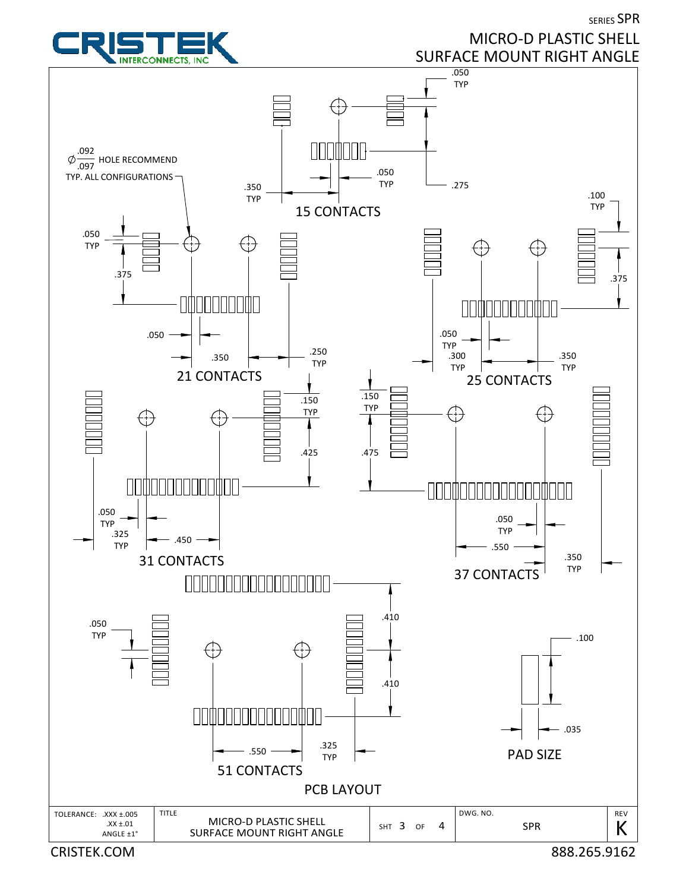SERIES SPR

# MICRO-D PLASTIC SHELL SURFACE MOUNT RIGHT ANGLE

## PCB LAYOUT

$\varnothing\frac{.092}{.097}$ HOLE RECOMMEND TYP. ALL CONFIGURATIONS

### 15 CONTACTS

.050 TYP
.275
.050 TYP
.350 TYP

### 21 CONTACTS

.050 TYP
.375
.050
.350
.250 TYP

### 25 CONTACTS

.100 TYP
.375
.050 TYP
.300 TYP
.350 TYP

### 31 CONTACTS

.150 TYP
.425
.050 TYP
.325 TYP
.450

### 37 CONTACTS

.150 TYP
.475
.050 TYP
.550
.350 TYP

### 51 CONTACTS

.050 TYP
.410
.410
.550
.325 TYP

### PAD SIZE

.100
.035

| TOLERANCE: .XXX ±.005 .XX ±.01 ANGLE ±1° | TITLE MICRO-D PLASTIC SHELL SURFACE MOUNT RIGHT ANGLE | SHT 3 OF 4 | DWG. NO. SPR | REV K |
|---|---|---|---|---|

CRISTEK.COM 888.265.9162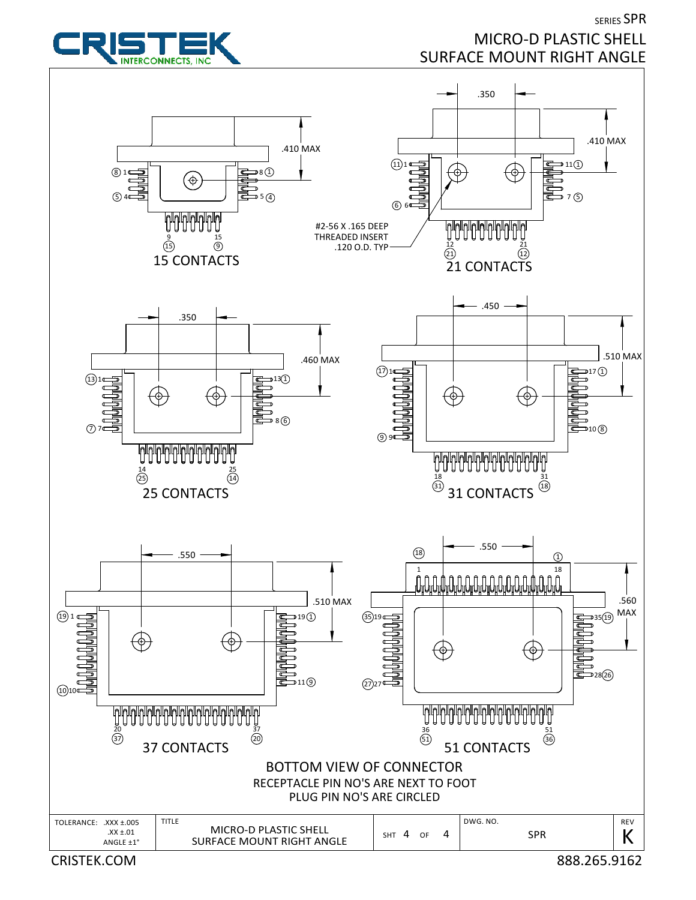SERIES SPR

# MICRO-D PLASTIC SHELL SURFACE MOUNT RIGHT ANGLE

## 15 CONTACTS

.410 MAX

8 1 — 8 (1)

(5) 4 — 5 (4)

9 (15) — 15 (9)

## 21 CONTACTS

.350

.410 MAX

(11) 1 — 11 (1)

(6) 6 — 7 (5)

12 (21) — 21 (12)

#2-56 X .165 DEEP THREADED INSERT .120 O.D. TYP

## 25 CONTACTS

.350

.460 MAX

(13) 1 — 13 (1)

(7) 7 — 8 (6)

14 (25) — 25 (14)

## 31 CONTACTS

.450

.510 MAX

(17) 1 — 17 (1)

(9) 9 — 10 (8)

18 (31) — 31 (18)

## 37 CONTACTS

.550

.510 MAX

(19) 1 — 19 (1)

(10) 10 — 11 (9)

20 (37) — 37 (20)

## 51 CONTACTS

.550

.560 MAX

(18) 1 — 18 (1)

(35) 19 — 35 (19)

(27) 27 — 28 (26)

36 (51) — 51 (36)

**BOTTOM VIEW OF CONNECTOR**

RECEPTACLE PIN NO'S ARE NEXT TO FOOT

PLUG PIN NO'S ARE CIRCLED

| TOLERANCE | TITLE | SHT | DWG. NO. | REV |
|---|---|---|---|---|
| .XXX ±.005<br>.XX ±.01<br>ANGLE ±1° | MICRO-D PLASTIC SHELL SURFACE MOUNT RIGHT ANGLE | 4 OF 4 | SPR | K |

CRISTEK.COM 888.265.9162